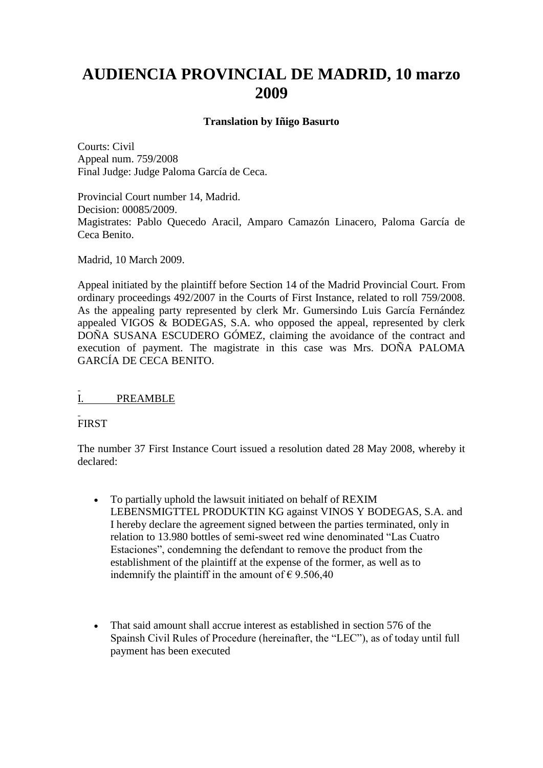# AUDIENCIA PROVINCIAL DE MADRID, 10 marzo 2009

**Translation by Iñigo Basurto**

Courts: Civil
Appeal num. 759/2008
Final Judge: Judge Paloma García de Ceca.

Provincial Court number 14, Madrid.
Decision: 00085/2009.
Magistrates: Pablo Quecedo Aracil, Amparo Camazón Linacero, Paloma García de Ceca Benito.

Madrid, 10 March 2009.

Appeal initiated by the plaintiff before Section 14 of the Madrid Provincial Court. From ordinary proceedings 492/2007 in the Courts of First Instance, related to roll 759/2008. As the appealing party represented by clerk Mr. Gumersindo Luis García Fernández appealed VIGOS & BODEGAS, S.A. who opposed the appeal, represented by clerk DOÑA SUSANA ESCUDERO GÓMEZ, claiming the avoidance of the contract and execution of payment. The magistrate in this case was Mrs. DOÑA PALOMA GARCÍA DE CECA BENITO.

## I. PREAMBLE

FIRST

The number 37 First Instance Court issued a resolution dated 28 May 2008, whereby it declared:

- To partially uphold the lawsuit initiated on behalf of REXIM LEBENSMIGTTEL PRODUKTIN KG against VINOS Y BODEGAS, S.A. and I hereby declare the agreement signed between the parties terminated, only in relation to 13.980 bottles of semi-sweet red wine denominated "Las Cuatro Estaciones", condemning the defendant to remove the product from the establishment of the plaintiff at the expense of the former, as well as to indemnify the plaintiff in the amount of € 9.506,40

- That said amount shall accrue interest as established in section 576 of the Spainsh Civil Rules of Procedure (hereinafter, the "LEC"), as of today until full payment has been executed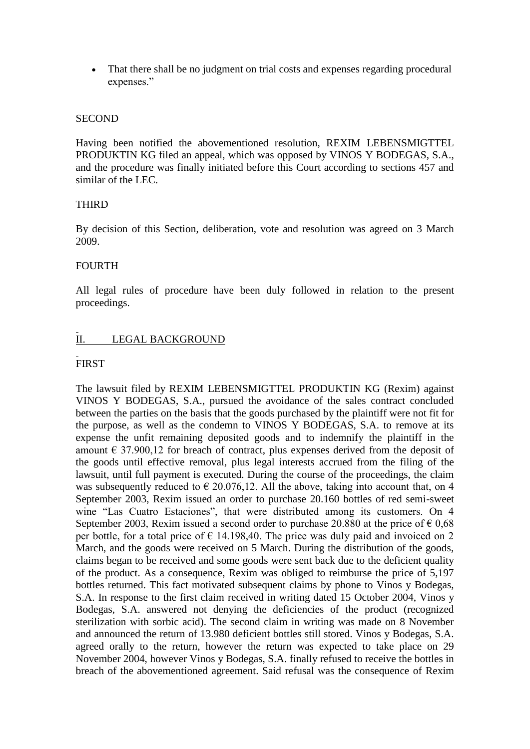- That there shall be no judgment on trial costs and expenses regarding procedural expenses."

SECOND

Having been notified the abovementioned resolution, REXIM LEBENSMIGTTEL PRODUKTIN KG filed an appeal, which was opposed by VINOS Y BODEGAS, S.A., and the procedure was finally initiated before this Court according to sections 457 and similar of the LEC.

THIRD

By decision of this Section, deliberation, vote and resolution was agreed on 3 March 2009.

FOURTH

All legal rules of procedure have been duly followed in relation to the present proceedings.

## II. LEGAL BACKGROUND

FIRST

The lawsuit filed by REXIM LEBENSMIGTTEL PRODUKTIN KG (Rexim) against VINOS Y BODEGAS, S.A., pursued the avoidance of the sales contract concluded between the parties on the basis that the goods purchased by the plaintiff were not fit for the purpose, as well as the condemn to VINOS Y BODEGAS, S.A. to remove at its expense the unfit remaining deposited goods and to indemnify the plaintiff in the amount € 37.900,12 for breach of contract, plus expenses derived from the deposit of the goods until effective removal, plus legal interests accrued from the filing of the lawsuit, until full payment is executed. During the course of the proceedings, the claim was subsequently reduced to € 20.076,12. All the above, taking into account that, on 4 September 2003, Rexim issued an order to purchase 20.160 bottles of red semi-sweet wine "Las Cuatro Estaciones", that were distributed among its customers. On 4 September 2003, Rexim issued a second order to purchase 20.880 at the price of € 0,68 per bottle, for a total price of € 14.198,40. The price was duly paid and invoiced on 2 March, and the goods were received on 5 March. During the distribution of the goods, claims began to be received and some goods were sent back due to the deficient quality of the product. As a consequence, Rexim was obliged to reimburse the price of 5,197 bottles returned. This fact motivated subsequent claims by phone to Vinos y Bodegas, S.A. In response to the first claim received in writing dated 15 October 2004, Vinos y Bodegas, S.A. answered not denying the deficiencies of the product (recognized sterilization with sorbic acid). The second claim in writing was made on 8 November and announced the return of 13.980 deficient bottles still stored. Vinos y Bodegas, S.A. agreed orally to the return, however the return was expected to take place on 29 November 2004, however Vinos y Bodegas, S.A. finally refused to receive the bottles in breach of the abovementioned agreement. Said refusal was the consequence of Rexim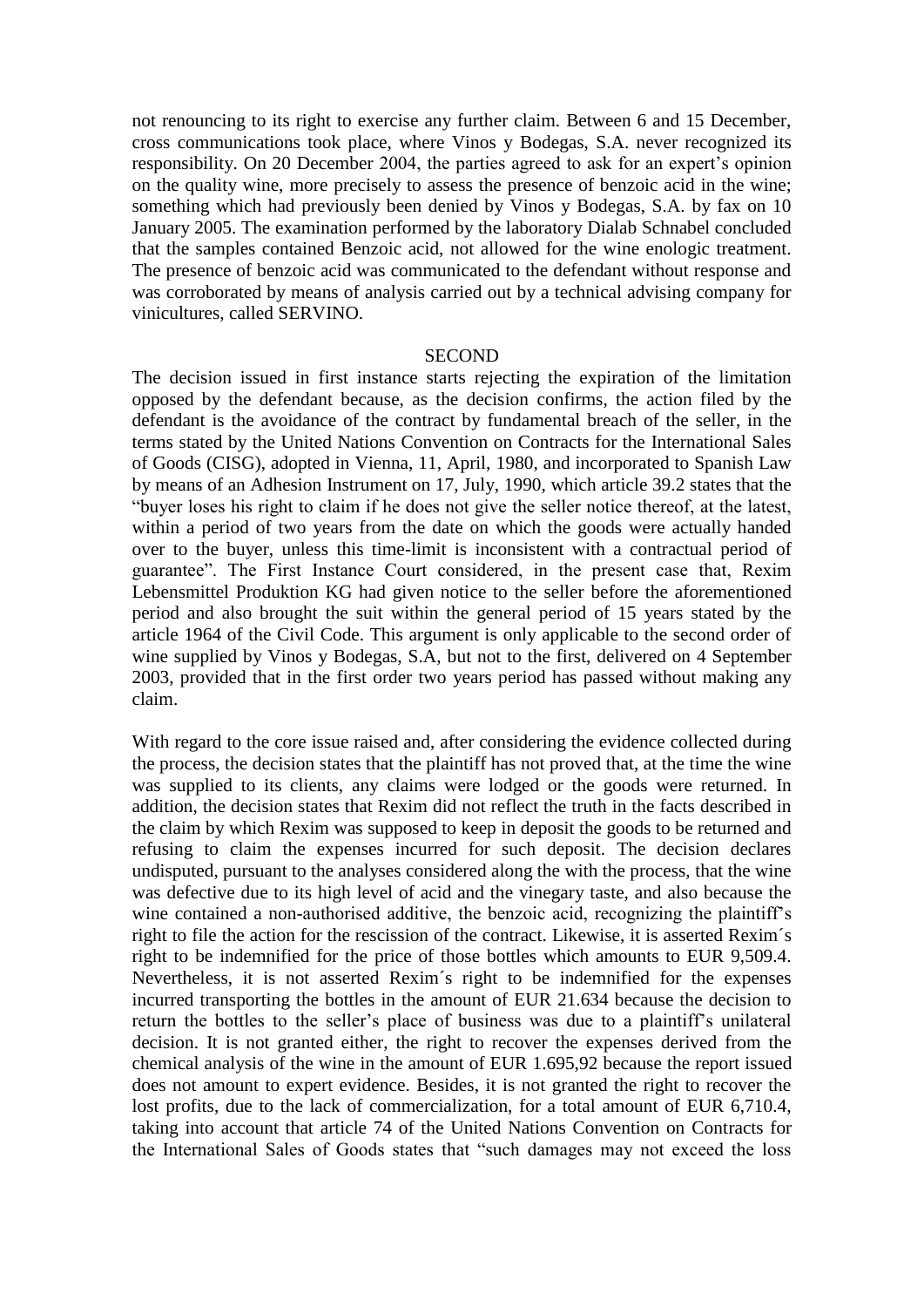not renouncing to its right to exercise any further claim. Between 6 and 15 December, cross communications took place, where Vinos y Bodegas, S.A. never recognized its responsibility. On 20 December 2004, the parties agreed to ask for an expert's opinion on the quality wine, more precisely to assess the presence of benzoic acid in the wine; something which had previously been denied by Vinos y Bodegas, S.A. by fax on 10 January 2005. The examination performed by the laboratory Dialab Schnabel concluded that the samples contained Benzoic acid, not allowed for the wine enologic treatment. The presence of benzoic acid was communicated to the defendant without response and was corroborated by means of analysis carried out by a technical advising company for vinicultures, called SERVINO.

## SECOND

The decision issued in first instance starts rejecting the expiration of the limitation opposed by the defendant because, as the decision confirms, the action filed by the defendant is the avoidance of the contract by fundamental breach of the seller, in the terms stated by the United Nations Convention on Contracts for the International Sales of Goods (CISG), adopted in Vienna, 11, April, 1980, and incorporated to Spanish Law by means of an Adhesion Instrument on 17, July, 1990, which article 39.2 states that the "buyer loses his right to claim if he does not give the seller notice thereof, at the latest, within a period of two years from the date on which the goods were actually handed over to the buyer, unless this time-limit is inconsistent with a contractual period of guarantee". The First Instance Court considered, in the present case that, Rexim Lebensmittel Produktion KG had given notice to the seller before the aforementioned period and also brought the suit within the general period of 15 years stated by the article 1964 of the Civil Code. This argument is only applicable to the second order of wine supplied by Vinos y Bodegas, S.A, but not to the first, delivered on 4 September 2003, provided that in the first order two years period has passed without making any claim.

With regard to the core issue raised and, after considering the evidence collected during the process, the decision states that the plaintiff has not proved that, at the time the wine was supplied to its clients, any claims were lodged or the goods were returned. In addition, the decision states that Rexim did not reflect the truth in the facts described in the claim by which Rexim was supposed to keep in deposit the goods to be returned and refusing to claim the expenses incurred for such deposit. The decision declares undisputed, pursuant to the analyses considered along the with the process, that the wine was defective due to its high level of acid and the vinegary taste, and also because the wine contained a non-authorised additive, the benzoic acid, recognizing the plaintiff's right to file the action for the rescission of the contract. Likewise, it is asserted Rexim´s right to be indemnified for the price of those bottles which amounts to EUR 9,509.4. Nevertheless, it is not asserted Rexim´s right to be indemnified for the expenses incurred transporting the bottles in the amount of EUR 21.634 because the decision to return the bottles to the seller's place of business was due to a plaintiff's unilateral decision. It is not granted either, the right to recover the expenses derived from the chemical analysis of the wine in the amount of EUR 1.695,92 because the report issued does not amount to expert evidence. Besides, it is not granted the right to recover the lost profits, due to the lack of commercialization, for a total amount of EUR 6,710.4, taking into account that article 74 of the United Nations Convention on Contracts for the International Sales of Goods states that "such damages may not exceed the loss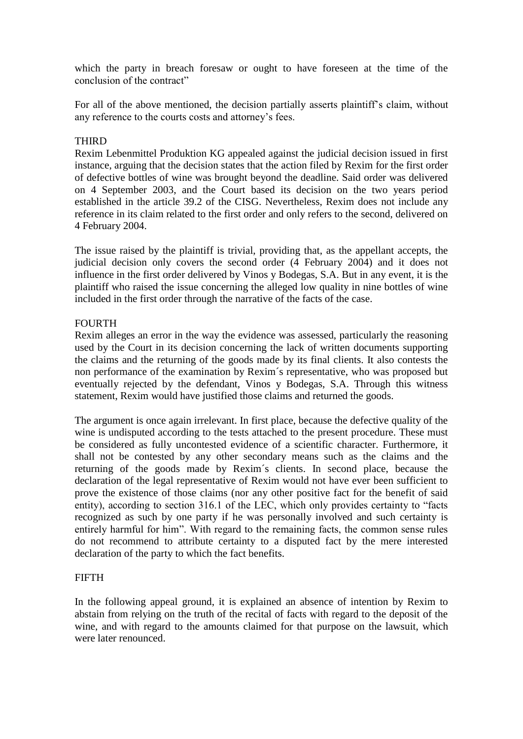which the party in breach foresaw or ought to have foreseen at the time of the conclusion of the contract"

For all of the above mentioned, the decision partially asserts plaintiff's claim, without any reference to the courts costs and attorney's fees.

THIRD

Rexim Lebenmittel Produktion KG appealed against the judicial decision issued in first instance, arguing that the decision states that the action filed by Rexim for the first order of defective bottles of wine was brought beyond the deadline. Said order was delivered on 4 September 2003, and the Court based its decision on the two years period established in the article 39.2 of the CISG. Nevertheless, Rexim does not include any reference in its claim related to the first order and only refers to the second, delivered on 4 February 2004.

The issue raised by the plaintiff is trivial, providing that, as the appellant accepts, the judicial decision only covers the second order (4 February 2004) and it does not influence in the first order delivered by Vinos y Bodegas, S.A. But in any event, it is the plaintiff who raised the issue concerning the alleged low quality in nine bottles of wine included in the first order through the narrative of the facts of the case.

FOURTH

Rexim alleges an error in the way the evidence was assessed, particularly the reasoning used by the Court in its decision concerning the lack of written documents supporting the claims and the returning of the goods made by its final clients. It also contests the non performance of the examination by Rexim´s representative, who was proposed but eventually rejected by the defendant, Vinos y Bodegas, S.A. Through this witness statement, Rexim would have justified those claims and returned the goods.

The argument is once again irrelevant. In first place, because the defective quality of the wine is undisputed according to the tests attached to the present procedure. These must be considered as fully uncontested evidence of a scientific character. Furthermore, it shall not be contested by any other secondary means such as the claims and the returning of the goods made by Rexim´s clients. In second place, because the declaration of the legal representative of Rexim would not have ever been sufficient to prove the existence of those claims (nor any other positive fact for the benefit of said entity), according to section 316.1 of the LEC, which only provides certainty to "facts recognized as such by one party if he was personally involved and such certainty is entirely harmful for him". With regard to the remaining facts, the common sense rules do not recommend to attribute certainty to a disputed fact by the mere interested declaration of the party to which the fact benefits.

FIFTH

In the following appeal ground, it is explained an absence of intention by Rexim to abstain from relying on the truth of the recital of facts with regard to the deposit of the wine, and with regard to the amounts claimed for that purpose on the lawsuit, which were later renounced.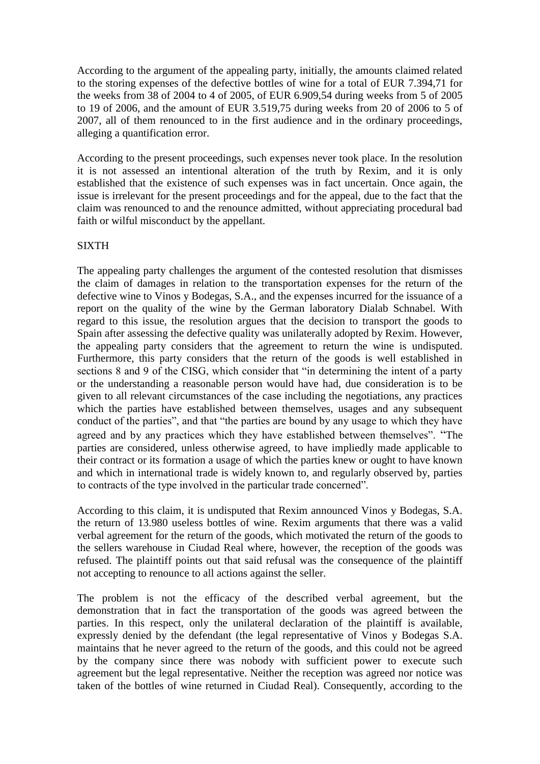According to the argument of the appealing party, initially, the amounts claimed related to the storing expenses of the defective bottles of wine for a total of EUR 7.394,71 for the weeks from 38 of 2004 to 4 of 2005, of EUR 6.909,54 during weeks from 5 of 2005 to 19 of 2006, and the amount of EUR 3.519,75 during weeks from 20 of 2006 to 5 of 2007, all of them renounced to in the first audience and in the ordinary proceedings, alleging a quantification error.

According to the present proceedings, such expenses never took place. In the resolution it is not assessed an intentional alteration of the truth by Rexim, and it is only established that the existence of such expenses was in fact uncertain. Once again, the issue is irrelevant for the present proceedings and for the appeal, due to the fact that the claim was renounced to and the renounce admitted, without appreciating procedural bad faith or wilful misconduct by the appellant.

## SIXTH

The appealing party challenges the argument of the contested resolution that dismisses the claim of damages in relation to the transportation expenses for the return of the defective wine to Vinos y Bodegas, S.A., and the expenses incurred for the issuance of a report on the quality of the wine by the German laboratory Dialab Schnabel. With regard to this issue, the resolution argues that the decision to transport the goods to Spain after assessing the defective quality was unilaterally adopted by Rexim. However, the appealing party considers that the agreement to return the wine is undisputed. Furthermore, this party considers that the return of the goods is well established in sections 8 and 9 of the CISG, which consider that "in determining the intent of a party or the understanding a reasonable person would have had, due consideration is to be given to all relevant circumstances of the case including the negotiations, any practices which the parties have established between themselves, usages and any subsequent conduct of the parties", and that "the parties are bound by any usage to which they have agreed and by any practices which they have established between themselves". "The parties are considered, unless otherwise agreed, to have impliedly made applicable to their contract or its formation a usage of which the parties knew or ought to have known and which in international trade is widely known to, and regularly observed by, parties to contracts of the type involved in the particular trade concerned".

According to this claim, it is undisputed that Rexim announced Vinos y Bodegas, S.A. the return of 13.980 useless bottles of wine. Rexim arguments that there was a valid verbal agreement for the return of the goods, which motivated the return of the goods to the sellers warehouse in Ciudad Real where, however, the reception of the goods was refused. The plaintiff points out that said refusal was the consequence of the plaintiff not accepting to renounce to all actions against the seller.

The problem is not the efficacy of the described verbal agreement, but the demonstration that in fact the transportation of the goods was agreed between the parties. In this respect, only the unilateral declaration of the plaintiff is available, expressly denied by the defendant (the legal representative of Vinos y Bodegas S.A. maintains that he never agreed to the return of the goods, and this could not be agreed by the company since there was nobody with sufficient power to execute such agreement but the legal representative. Neither the reception was agreed nor notice was taken of the bottles of wine returned in Ciudad Real). Consequently, according to the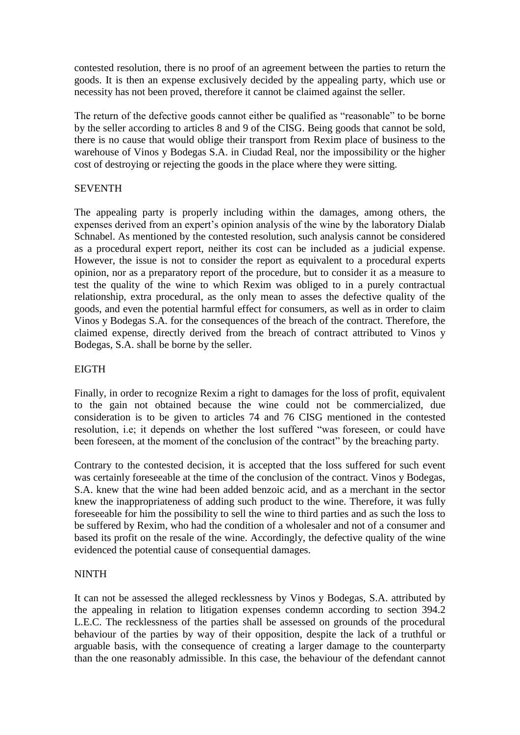contested resolution, there is no proof of an agreement between the parties to return the goods. It is then an expense exclusively decided by the appealing party, which use or necessity has not been proved, therefore it cannot be claimed against the seller.

The return of the defective goods cannot either be qualified as "reasonable" to be borne by the seller according to articles 8 and 9 of the CISG. Being goods that cannot be sold, there is no cause that would oblige their transport from Rexim place of business to the warehouse of Vinos y Bodegas S.A. in Ciudad Real, nor the impossibility or the higher cost of destroying or rejecting the goods in the place where they were sitting.

SEVENTH

The appealing party is properly including within the damages, among others, the expenses derived from an expert's opinion analysis of the wine by the laboratory Dialab Schnabel. As mentioned by the contested resolution, such analysis cannot be considered as a procedural expert report, neither its cost can be included as a judicial expense. However, the issue is not to consider the report as equivalent to a procedural experts opinion, nor as a preparatory report of the procedure, but to consider it as a measure to test the quality of the wine to which Rexim was obliged to in a purely contractual relationship, extra procedural, as the only mean to asses the defective quality of the goods, and even the potential harmful effect for consumers, as well as in order to claim Vinos y Bodegas S.A. for the consequences of the breach of the contract. Therefore, the claimed expense, directly derived from the breach of contract attributed to Vinos y Bodegas, S.A. shall be borne by the seller.

EIGTH

Finally, in order to recognize Rexim a right to damages for the loss of profit, equivalent to the gain not obtained because the wine could not be commercialized, due consideration is to be given to articles 74 and 76 CISG mentioned in the contested resolution, i.e; it depends on whether the lost suffered "was foreseen, or could have been foreseen, at the moment of the conclusion of the contract" by the breaching party.

Contrary to the contested decision, it is accepted that the loss suffered for such event was certainly foreseeable at the time of the conclusion of the contract. Vinos y Bodegas, S.A. knew that the wine had been added benzoic acid, and as a merchant in the sector knew the inappropriateness of adding such product to the wine. Therefore, it was fully foreseeable for him the possibility to sell the wine to third parties and as such the loss to be suffered by Rexim, who had the condition of a wholesaler and not of a consumer and based its profit on the resale of the wine. Accordingly, the defective quality of the wine evidenced the potential cause of consequential damages.

NINTH

It can not be assessed the alleged recklessness by Vinos y Bodegas, S.A. attributed by the appealing in relation to litigation expenses condemn according to section 394.2 L.E.C. The recklessness of the parties shall be assessed on grounds of the procedural behaviour of the parties by way of their opposition, despite the lack of a truthful or arguable basis, with the consequence of creating a larger damage to the counterparty than the one reasonably admissible. In this case, the behaviour of the defendant cannot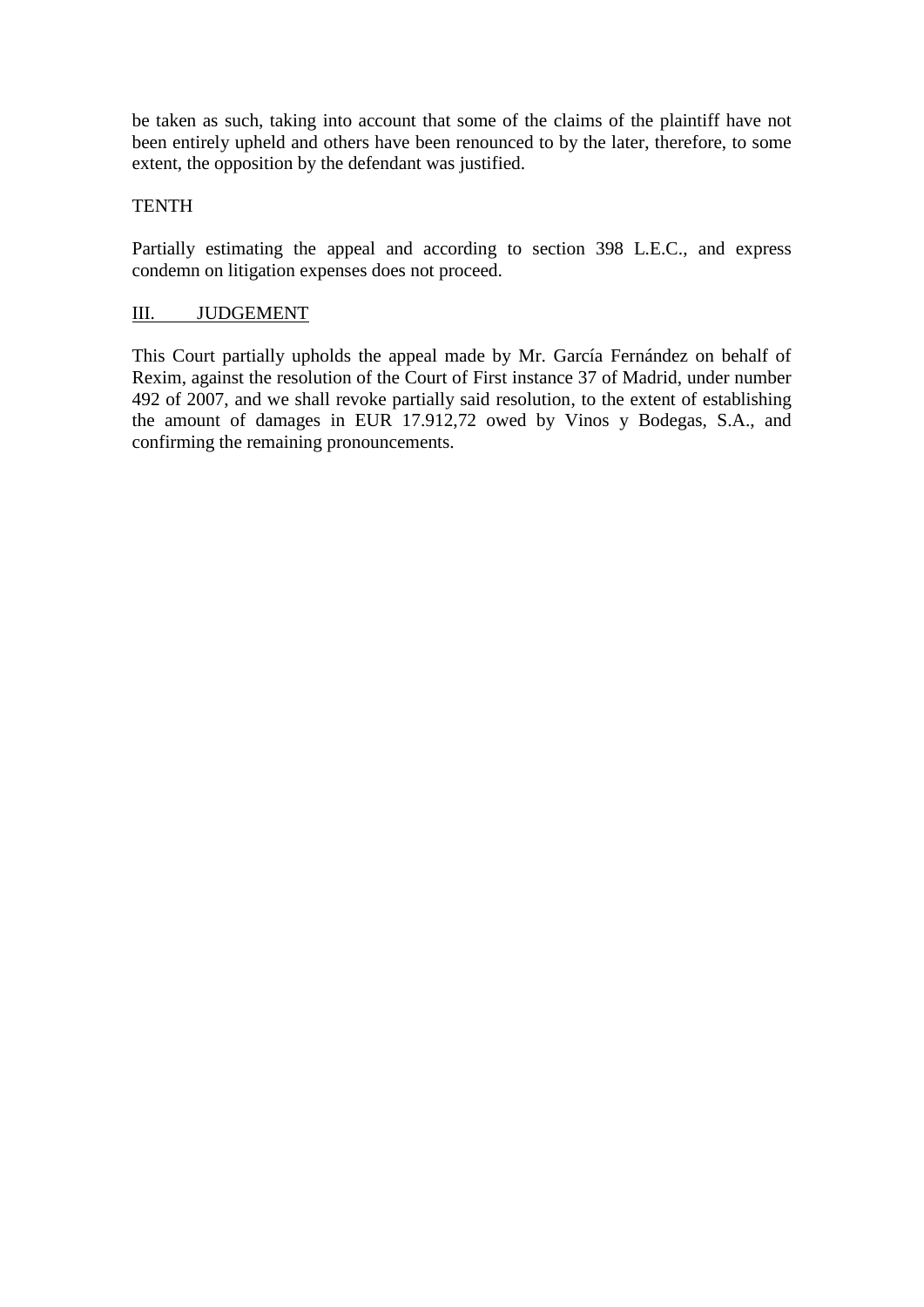be taken as such, taking into account that some of the claims of the plaintiff have not been entirely upheld and others have been renounced to by the later, therefore, to some extent, the opposition by the defendant was justified.

TENTH

Partially estimating the appeal and according to section 398 L.E.C., and express condemn on litigation expenses does not proceed.

## III. JUDGEMENT

This Court partially upholds the appeal made by Mr. García Fernández on behalf of Rexim, against the resolution of the Court of First instance 37 of Madrid, under number 492 of 2007, and we shall revoke partially said resolution, to the extent of establishing the amount of damages in EUR 17.912,72 owed by Vinos y Bodegas, S.A., and confirming the remaining pronouncements.